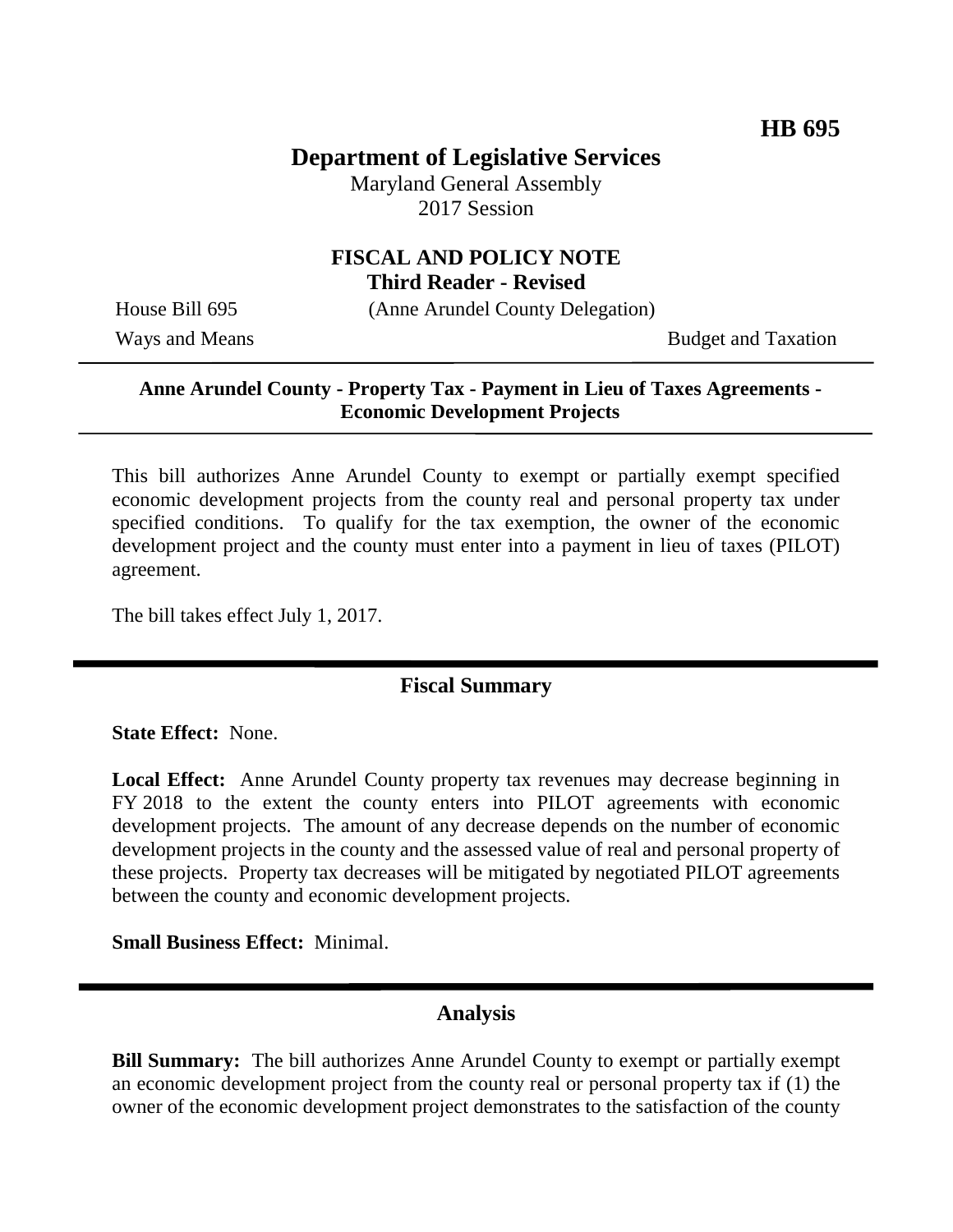**HB 695**

# Department of Legislative Services

Maryland General Assembly
2017 Session

## FISCAL AND POLICY NOTE
**Third Reader - Revised**

House Bill 695 (Anne Arundel County Delegation)

Ways and Means Budget and Taxation

---

**Anne Arundel County - Property Tax - Payment in Lieu of Taxes Agreements - Economic Development Projects**

---

This bill authorizes Anne Arundel County to exempt or partially exempt specified economic development projects from the county real and personal property tax under specified conditions. To qualify for the tax exemption, the owner of the economic development project and the county must enter into a payment in lieu of taxes (PILOT) agreement.

The bill takes effect July 1, 2017.

---

## Fiscal Summary

**State Effect:** None.

**Local Effect:** Anne Arundel County property tax revenues may decrease beginning in FY 2018 to the extent the county enters into PILOT agreements with economic development projects. The amount of any decrease depends on the number of economic development projects in the county and the assessed value of real and personal property of these projects. Property tax decreases will be mitigated by negotiated PILOT agreements between the county and economic development projects.

**Small Business Effect:** Minimal.

---

## Analysis

**Bill Summary:** The bill authorizes Anne Arundel County to exempt or partially exempt an economic development project from the county real or personal property tax if (1) the owner of the economic development project demonstrates to the satisfaction of the county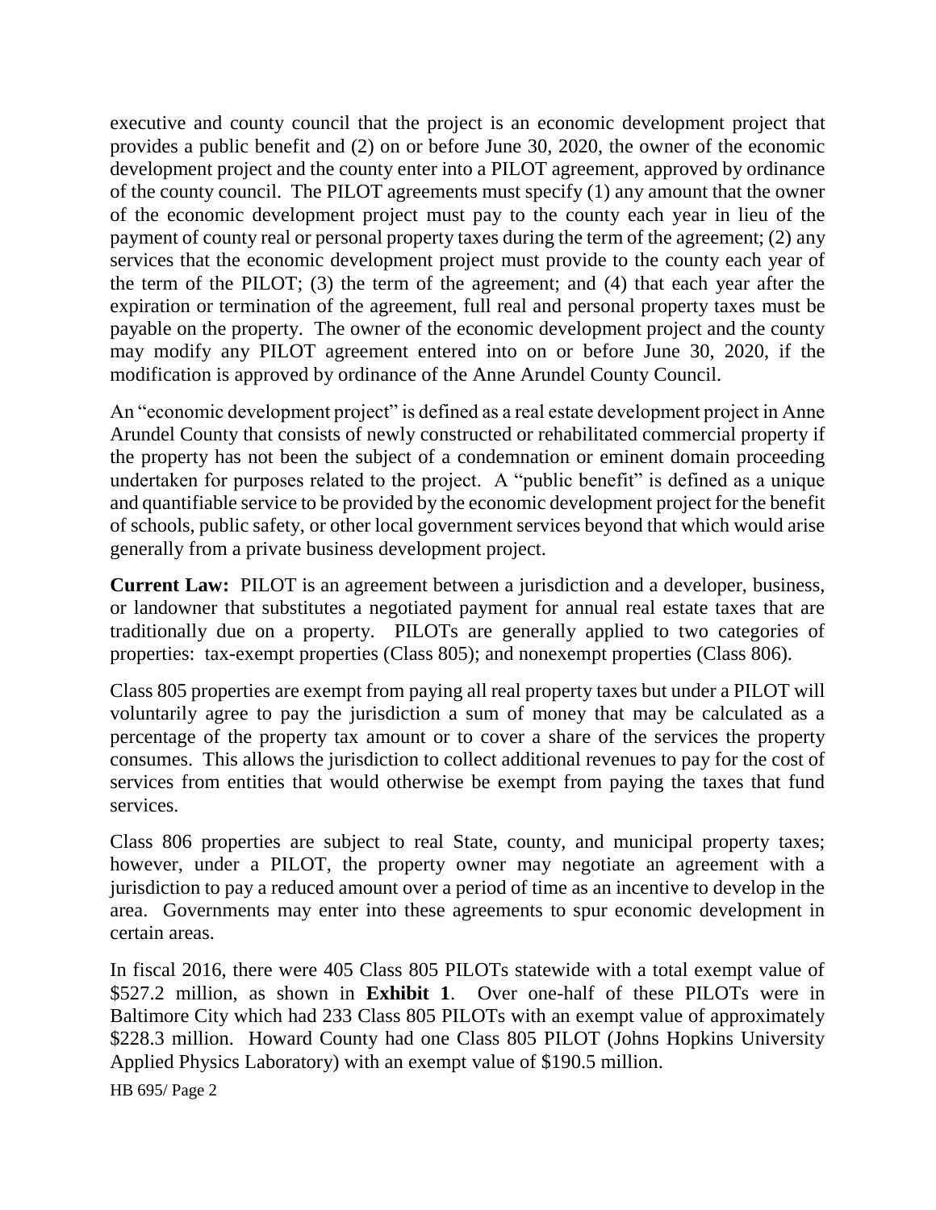executive and county council that the project is an economic development project that provides a public benefit and (2) on or before June 30, 2020, the owner of the economic development project and the county enter into a PILOT agreement, approved by ordinance of the county council. The PILOT agreements must specify (1) any amount that the owner of the economic development project must pay to the county each year in lieu of the payment of county real or personal property taxes during the term of the agreement; (2) any services that the economic development project must provide to the county each year of the term of the PILOT; (3) the term of the agreement; and (4) that each year after the expiration or termination of the agreement, full real and personal property taxes must be payable on the property. The owner of the economic development project and the county may modify any PILOT agreement entered into on or before June 30, 2020, if the modification is approved by ordinance of the Anne Arundel County Council.

An "economic development project" is defined as a real estate development project in Anne Arundel County that consists of newly constructed or rehabilitated commercial property if the property has not been the subject of a condemnation or eminent domain proceeding undertaken for purposes related to the project. A "public benefit" is defined as a unique and quantifiable service to be provided by the economic development project for the benefit of schools, public safety, or other local government services beyond that which would arise generally from a private business development project.

**Current Law:** PILOT is an agreement between a jurisdiction and a developer, business, or landowner that substitutes a negotiated payment for annual real estate taxes that are traditionally due on a property. PILOTs are generally applied to two categories of properties: tax-exempt properties (Class 805); and nonexempt properties (Class 806).

Class 805 properties are exempt from paying all real property taxes but under a PILOT will voluntarily agree to pay the jurisdiction a sum of money that may be calculated as a percentage of the property tax amount or to cover a share of the services the property consumes. This allows the jurisdiction to collect additional revenues to pay for the cost of services from entities that would otherwise be exempt from paying the taxes that fund services.

Class 806 properties are subject to real State, county, and municipal property taxes; however, under a PILOT, the property owner may negotiate an agreement with a jurisdiction to pay a reduced amount over a period of time as an incentive to develop in the area. Governments may enter into these agreements to spur economic development in certain areas.

In fiscal 2016, there were 405 Class 805 PILOTs statewide with a total exempt value of $527.2 million, as shown in **Exhibit 1**. Over one-half of these PILOTs were in Baltimore City which had 233 Class 805 PILOTs with an exempt value of approximately $228.3 million. Howard County had one Class 805 PILOT (Johns Hopkins University Applied Physics Laboratory) with an exempt value of $190.5 million.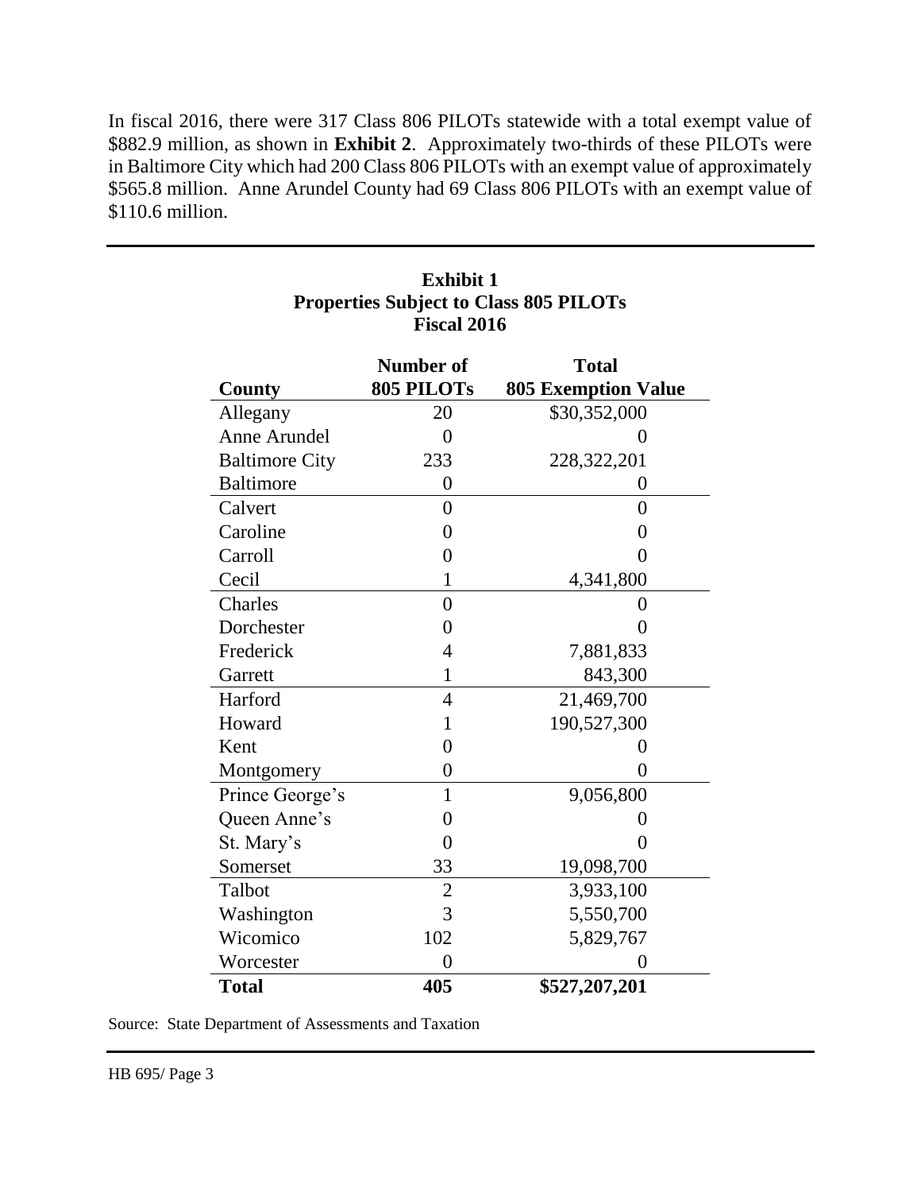In fiscal 2016, there were 317 Class 806 PILOTs statewide with a total exempt value of $882.9 million, as shown in **Exhibit 2**. Approximately two-thirds of these PILOTs were in Baltimore City which had 200 Class 806 PILOTs with an exempt value of approximately $565.8 million. Anne Arundel County had 69 Class 806 PILOTs with an exempt value of $110.6 million.

**Exhibit 1**
**Properties Subject to Class 805 PILOTs**
**Fiscal 2016**

| County | Number of 805 PILOTs | Total 805 Exemption Value |
|---|---|---|
| Allegany | 20 | $30,352,000 |
| Anne Arundel | 0 | 0 |
| Baltimore City | 233 | 228,322,201 |
| Baltimore | 0 | 0 |
| Calvert | 0 | 0 |
| Caroline | 0 | 0 |
| Carroll | 0 | 0 |
| Cecil | 1 | 4,341,800 |
| Charles | 0 | 0 |
| Dorchester | 0 | 0 |
| Frederick | 4 | 7,881,833 |
| Garrett | 1 | 843,300 |
| Harford | 4 | 21,469,700 |
| Howard | 1 | 190,527,300 |
| Kent | 0 | 0 |
| Montgomery | 0 | 0 |
| Prince George's | 1 | 9,056,800 |
| Queen Anne's | 0 | 0 |
| St. Mary's | 0 | 0 |
| Somerset | 33 | 19,098,700 |
| Talbot | 2 | 3,933,100 |
| Washington | 3 | 5,550,700 |
| Wicomico | 102 | 5,829,767 |
| Worcester | 0 | 0 |
| **Total** | **405** | **$527,207,201** |

Source: State Department of Assessments and Taxation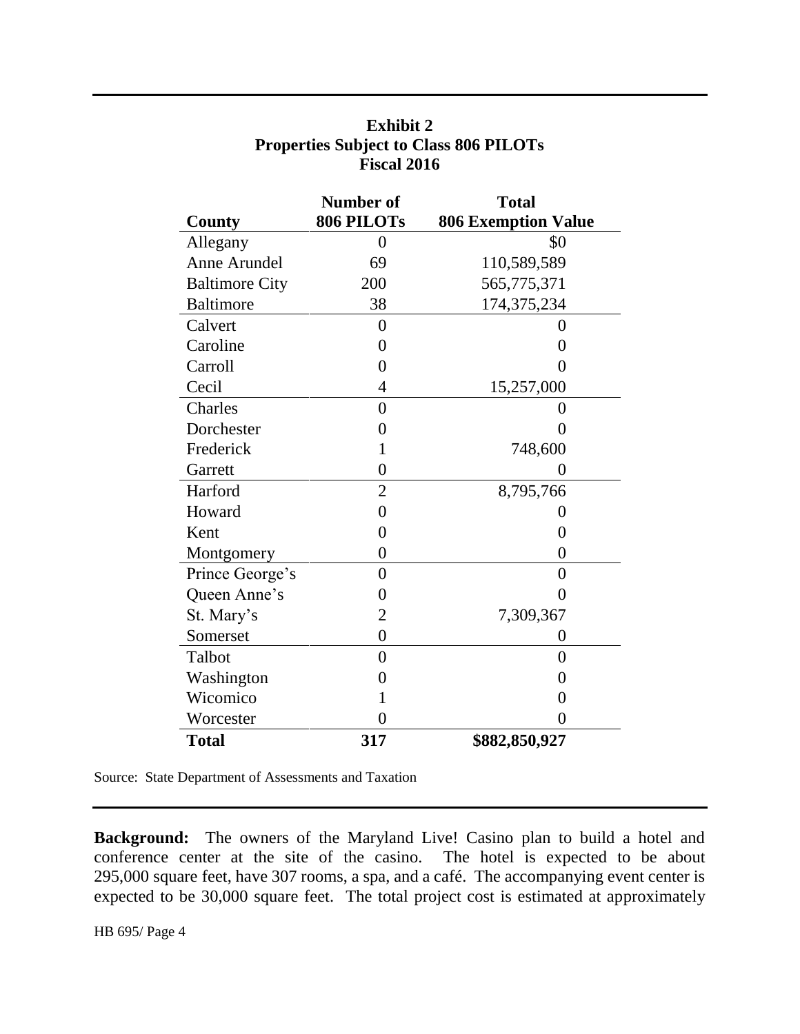**Exhibit 2**
**Properties Subject to Class 806 PILOTs**
**Fiscal 2016**

| County | Number of 806 PILOTs | Total 806 Exemption Value |
|---|---|---|
| Allegany | 0 | $0 |
| Anne Arundel | 69 | 110,589,589 |
| Baltimore City | 200 | 565,775,371 |
| Baltimore | 38 | 174,375,234 |
| Calvert | 0 | 0 |
| Caroline | 0 | 0 |
| Carroll | 0 | 0 |
| Cecil | 4 | 15,257,000 |
| Charles | 0 | 0 |
| Dorchester | 0 | 0 |
| Frederick | 1 | 748,600 |
| Garrett | 0 | 0 |
| Harford | 2 | 8,795,766 |
| Howard | 0 | 0 |
| Kent | 0 | 0 |
| Montgomery | 0 | 0 |
| Prince George's | 0 | 0 |
| Queen Anne's | 0 | 0 |
| St. Mary's | 2 | 7,309,367 |
| Somerset | 0 | 0 |
| Talbot | 0 | 0 |
| Washington | 0 | 0 |
| Wicomico | 1 | 0 |
| Worcester | 0 | 0 |
| **Total** | **317** | **$882,850,927** |

Source: State Department of Assessments and Taxation

**Background:** The owners of the Maryland Live! Casino plan to build a hotel and conference center at the site of the casino. The hotel is expected to be about 295,000 square feet, have 307 rooms, a spa, and a café. The accompanying event center is expected to be 30,000 square feet. The total project cost is estimated at approximately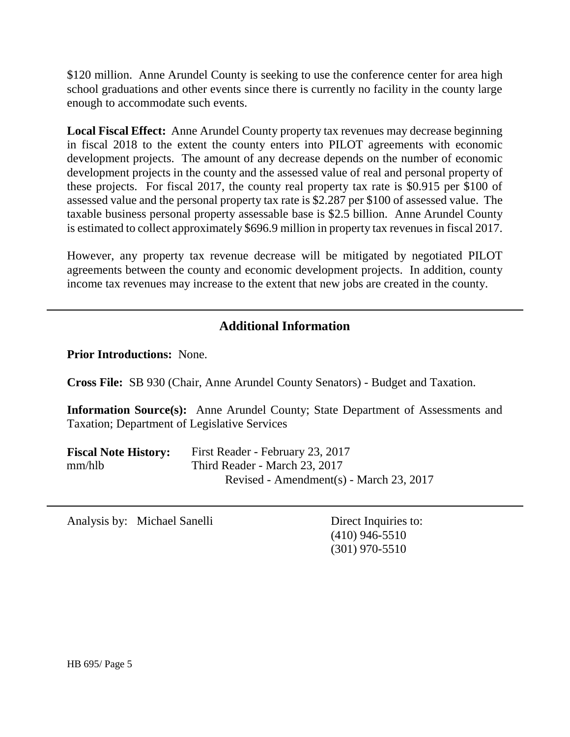$120 million. Anne Arundel County is seeking to use the conference center for area high school graduations and other events since there is currently no facility in the county large enough to accommodate such events.

**Local Fiscal Effect:** Anne Arundel County property tax revenues may decrease beginning in fiscal 2018 to the extent the county enters into PILOT agreements with economic development projects. The amount of any decrease depends on the number of economic development projects in the county and the assessed value of real and personal property of these projects. For fiscal 2017, the county real property tax rate is $0.915 per $100 of assessed value and the personal property tax rate is $2.287 per $100 of assessed value. The taxable business personal property assessable base is $2.5 billion. Anne Arundel County is estimated to collect approximately $696.9 million in property tax revenues in fiscal 2017.

However, any property tax revenue decrease will be mitigated by negotiated PILOT agreements between the county and economic development projects. In addition, county income tax revenues may increase to the extent that new jobs are created in the county.

## Additional Information

**Prior Introductions:** None.

**Cross File:** SB 930 (Chair, Anne Arundel County Senators) - Budget and Taxation.

**Information Source(s):** Anne Arundel County; State Department of Assessments and Taxation; Department of Legislative Services

**Fiscal Note History:** First Reader - February 23, 2017
mm/hlb Third Reader - March 23, 2017
Revised - Amendment(s) - March 23, 2017

Analysis by: Michael Sanelli

Direct Inquiries to:
(410) 946-5510
(301) 970-5510